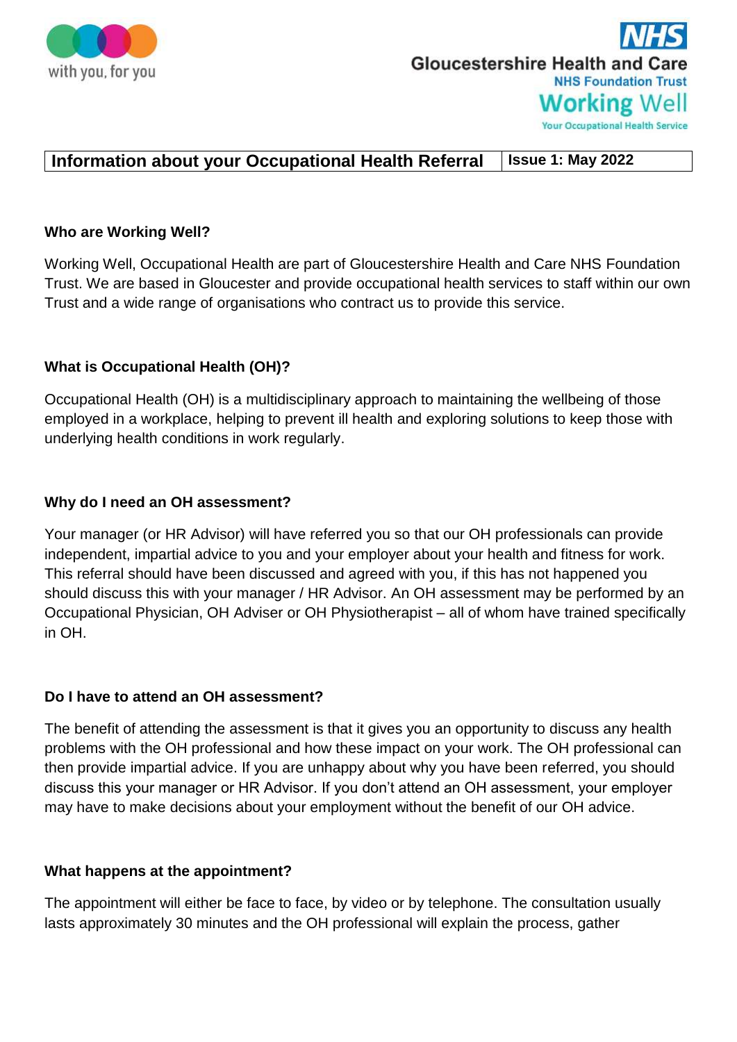with you, for you

**NHS**
**Gloucestershire Health and Care**
**NHS Foundation Trust**
**Working Well**
Your Occupational Health Service

| **Information about your Occupational Health Referral** | **Issue 1: May 2022** |
| --- | --- |

### Who are Working Well?

Working Well, Occupational Health are part of Gloucestershire Health and Care NHS Foundation Trust. We are based in Gloucester and provide occupational health services to staff within our own Trust and a wide range of organisations who contract us to provide this service.

### What is Occupational Health (OH)?

Occupational Health (OH) is a multidisciplinary approach to maintaining the wellbeing of those employed in a workplace, helping to prevent ill health and exploring solutions to keep those with underlying health conditions in work regularly.

### Why do I need an OH assessment?

Your manager (or HR Advisor) will have referred you so that our OH professionals can provide independent, impartial advice to you and your employer about your health and fitness for work. This referral should have been discussed and agreed with you, if this has not happened you should discuss this with your manager / HR Advisor. An OH assessment may be performed by an Occupational Physician, OH Adviser or OH Physiotherapist – all of whom have trained specifically in OH.

### Do I have to attend an OH assessment?

The benefit of attending the assessment is that it gives you an opportunity to discuss any health problems with the OH professional and how these impact on your work. The OH professional can then provide impartial advice. If you are unhappy about why you have been referred, you should discuss this your manager or HR Advisor. If you don't attend an OH assessment, your employer may have to make decisions about your employment without the benefit of our OH advice.

### What happens at the appointment?

The appointment will either be face to face, by video or by telephone. The consultation usually lasts approximately 30 minutes and the OH professional will explain the process, gather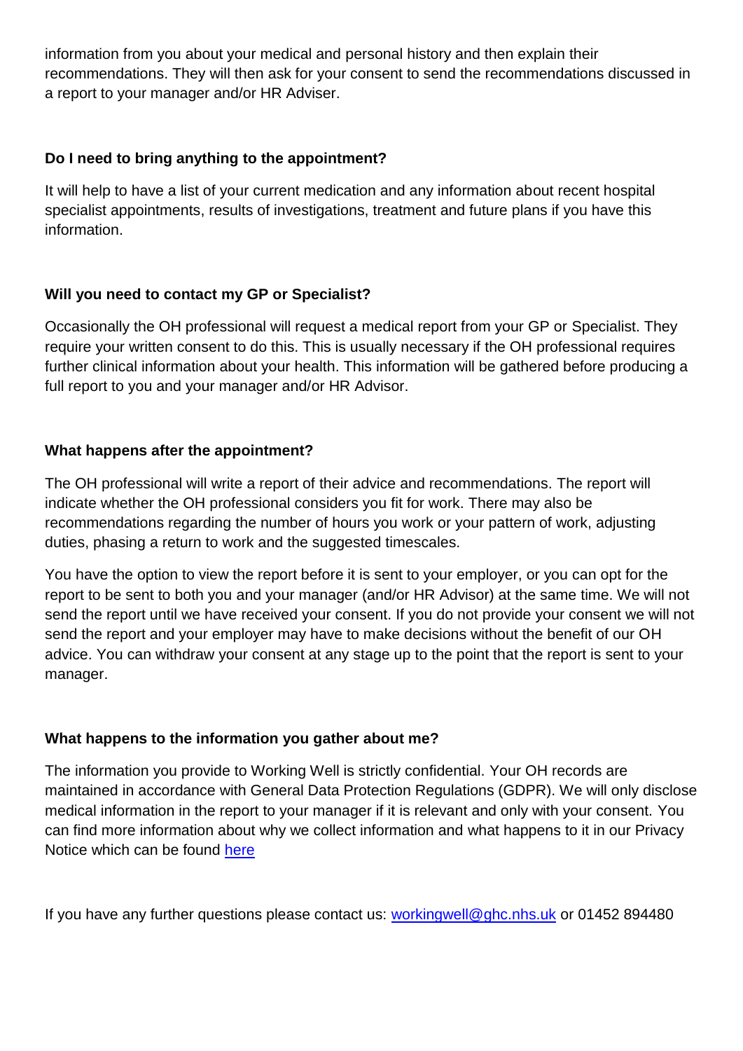information from you about your medical and personal history and then explain their recommendations. They will then ask for your consent to send the recommendations discussed in a report to your manager and/or HR Adviser.

**Do I need to bring anything to the appointment?**

It will help to have a list of your current medication and any information about recent hospital specialist appointments, results of investigations, treatment and future plans if you have this information.

**Will you need to contact my GP or Specialist?**

Occasionally the OH professional will request a medical report from your GP or Specialist. They require your written consent to do this. This is usually necessary if the OH professional requires further clinical information about your health. This information will be gathered before producing a full report to you and your manager and/or HR Advisor.

**What happens after the appointment?**

The OH professional will write a report of their advice and recommendations. The report will indicate whether the OH professional considers you fit for work. There may also be recommendations regarding the number of hours you work or your pattern of work, adjusting duties, phasing a return to work and the suggested timescales.

You have the option to view the report before it is sent to your employer, or you can opt for the report to be sent to both you and your manager (and/or HR Advisor) at the same time. We will not send the report until we have received your consent. If you do not provide your consent we will not send the report and your employer may have to make decisions without the benefit of our OH advice. You can withdraw your consent at any stage up to the point that the report is sent to your manager.

**What happens to the information you gather about me?**

The information you provide to Working Well is strictly confidential. Your OH records are maintained in accordance with General Data Protection Regulations (GDPR). We will only disclose medical information in the report to your manager if it is relevant and only with your consent. You can find more information about why we collect information and what happens to it in our Privacy Notice which can be found here

If you have any further questions please contact us: workingwell@ghc.nhs.uk or 01452 894480